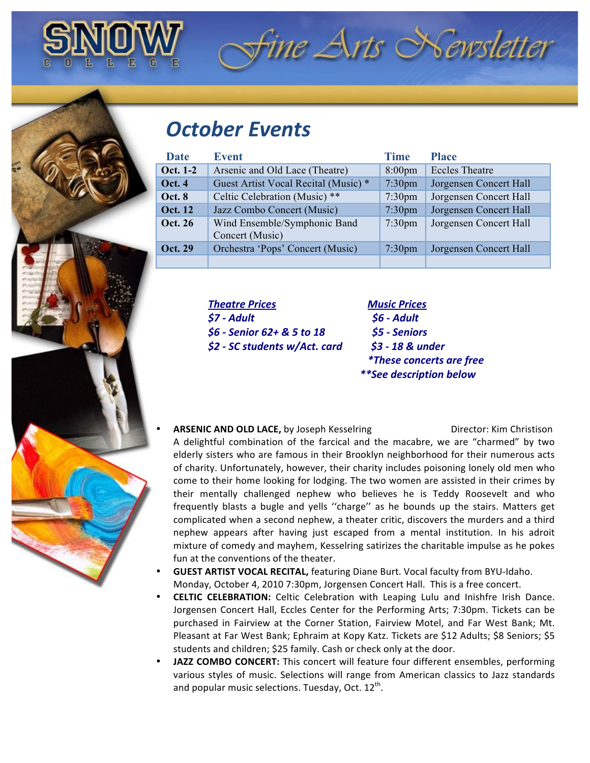# SNOW COLLEGE Fine Arts Newsletter

## October Events

| Date | Event | Time | Place |
|---|---|---|---|
| Oct. 1-2 | Arsenic and Old Lace (Theatre) | 8:00pm | Eccles Theatre |
| Oct. 4 | Guest Artist Vocal Recital (Music) * | 7:30pm | Jorgensen Concert Hall |
| Oct. 8 | Celtic Celebration (Music) ** | 7:30pm | Jorgensen Concert Hall |
| Oct. 12 | Jazz Combo Concert (Music) | 7:30pm | Jorgensen Concert Hall |
| Oct. 26 | Wind Ensemble/Symphonic Band Concert (Music) | 7:30pm | Jorgensen Concert Hall |
| Oct. 29 | Orchestra 'Pops' Concert (Music) | 7:30pm | Jorgensen Concert Hall |
| | | | |

***Theatre Prices***
***$7 - Adult***
***$6 - Senior 62+ & 5 to 18***
***$2 - SC students w/Act. card***

***Music Prices***
***$6 - Adult***
***$5 - Seniors***
***$3 - 18 & under***
****These concerts are free***
*****See description below***

- **ARSENIC AND OLD LACE,** by Joseph Kesselring Director: Kim Christison
  A delightful combination of the farcical and the macabre, we are "charmed" by two elderly sisters who are famous in their Brooklyn neighborhood for their numerous acts of charity. Unfortunately, however, their charity includes poisoning lonely old men who come to their home looking for lodging. The two women are assisted in their crimes by their mentally challenged nephew who believes he is Teddy Roosevelt and who frequently blasts a bugle and yells ''charge'' as he bounds up the stairs. Matters get complicated when a second nephew, a theater critic, discovers the murders and a third nephew appears after having just escaped from a mental institution. In his adroit mixture of comedy and mayhem, Kesselring satirizes the charitable impulse as he pokes fun at the conventions of the theater.
- **GUEST ARTIST VOCAL RECITAL,** featuring Diane Burt. Vocal faculty from BYU-Idaho. Monday, October 4, 2010 7:30pm, Jorgensen Concert Hall. This is a free concert.
- **CELTIC CELEBRATION:** Celtic Celebration with Leaping Lulu and Inishfre Irish Dance. Jorgensen Concert Hall, Eccles Center for the Performing Arts; 7:30pm. Tickets can be purchased in Fairview at the Corner Station, Fairview Motel, and Far West Bank; Mt. Pleasant at Far West Bank; Ephraim at Kopy Katz. Tickets are $12 Adults; $8 Seniors; $5 students and children; $25 family. Cash or check only at the door.
- **JAZZ COMBO CONCERT:** This concert will feature four different ensembles, performing various styles of music. Selections will range from American classics to Jazz standards and popular music selections. Tuesday, Oct. 12th.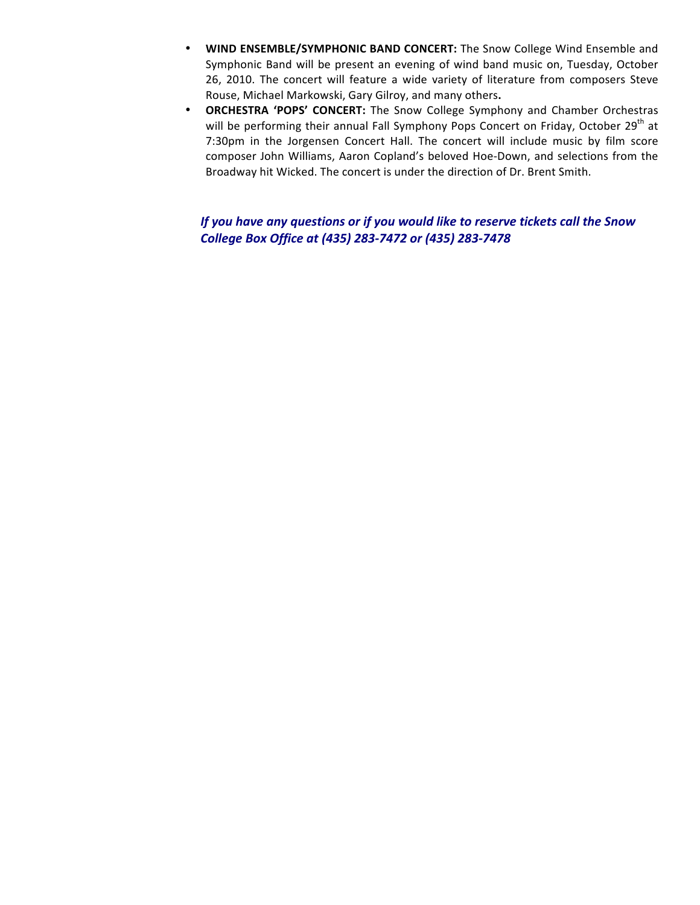- **WIND ENSEMBLE/SYMPHONIC BAND CONCERT:** The Snow College Wind Ensemble and Symphonic Band will be present an evening of wind band music on, Tuesday, October 26, 2010. The concert will feature a wide variety of literature from composers Steve Rouse, Michael Markowski, Gary Gilroy, and many others**.**
- **ORCHESTRA 'POPS' CONCERT:** The Snow College Symphony and Chamber Orchestras will be performing their annual Fall Symphony Pops Concert on Friday, October 29th at 7:30pm in the Jorgensen Concert Hall. The concert will include music by film score composer John Williams, Aaron Copland's beloved Hoe-Down, and selections from the Broadway hit Wicked. The concert is under the direction of Dr. Brent Smith.

***If you have any questions or if you would like to reserve tickets call the Snow College Box Office at (435) 283-7472 or (435) 283-7478***